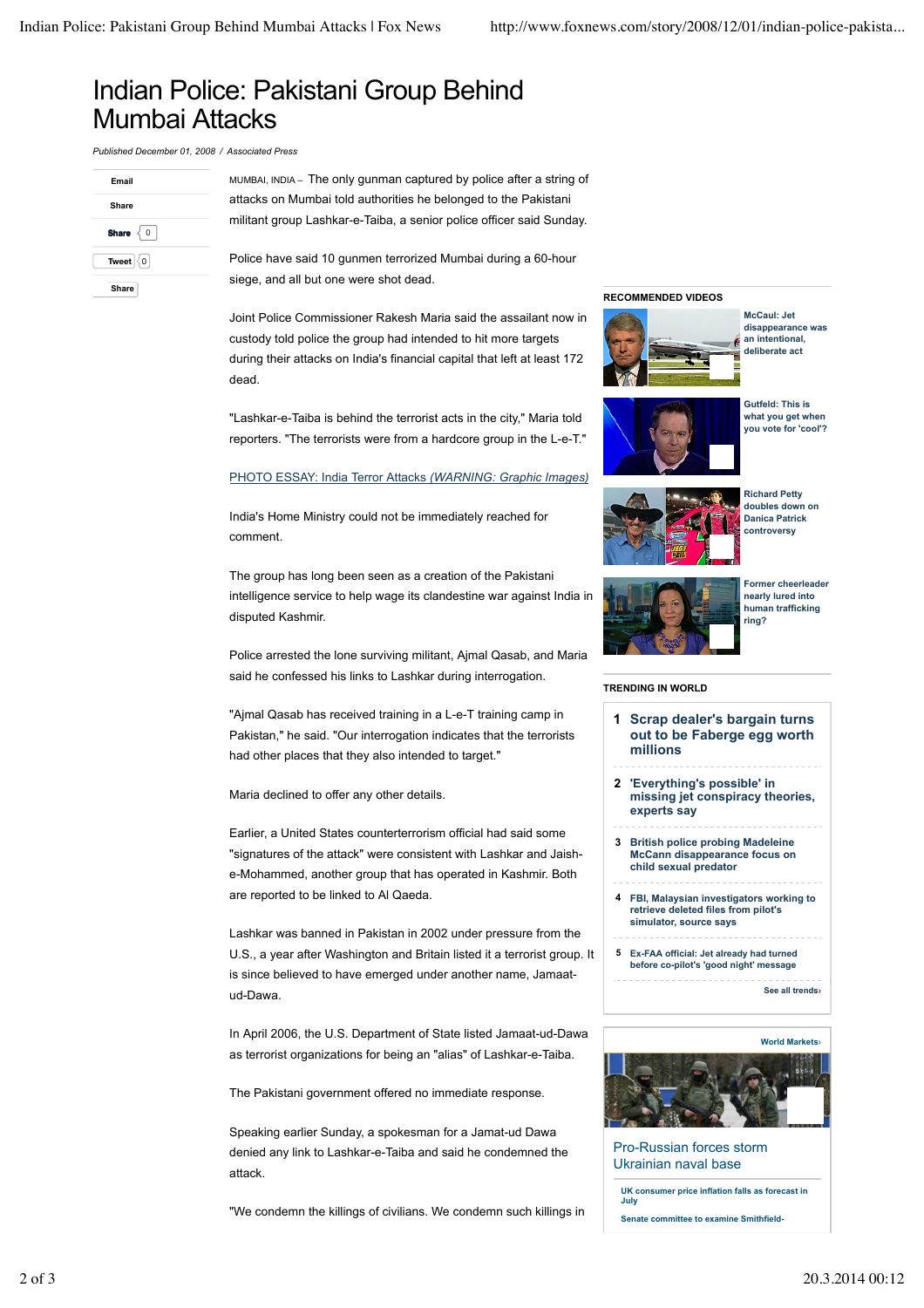# Indian Police: Pakistani Group Behind Mumbai Attacks

*Published December 01, 2008 / Associated Press*

Email

Share

Share 0

Tweet 0

Share

MUMBAI, INDIA – The only gunman captured by police after a string of attacks on Mumbai told authorities he belonged to the Pakistani militant group Lashkar-e-Taiba, a senior police officer said Sunday.

Police have said 10 gunmen terrorized Mumbai during a 60-hour siege, and all but one were shot dead.

Joint Police Commissioner Rakesh Maria said the assailant now in custody told police the group had intended to hit more targets during their attacks on India's financial capital that left at least 172 dead.

"Lashkar-e-Taiba is behind the terrorist acts in the city," Maria told reporters. "The terrorists were from a hardcore group in the L-e-T."

PHOTO ESSAY: India Terror Attacks *(WARNING: Graphic Images)*

India's Home Ministry could not be immediately reached for comment.

The group has long been seen as a creation of the Pakistani intelligence service to help wage its clandestine war against India in disputed Kashmir.

Police arrested the lone surviving militant, Ajmal Qasab, and Maria said he confessed his links to Lashkar during interrogation.

"Ajmal Qasab has received training in a L-e-T training camp in Pakistan," he said. "Our interrogation indicates that the terrorists had other places that they also intended to target."

Maria declined to offer any other details.

Earlier, a United States counterterrorism official had said some "signatures of the attack" were consistent with Lashkar and Jaish-e-Mohammed, another group that has operated in Kashmir. Both are reported to be linked to Al Qaeda.

Lashkar was banned in Pakistan in 2002 under pressure from the U.S., a year after Washington and Britain listed it a terrorist group. It is since believed to have emerged under another name, Jamaat-ud-Dawa.

In April 2006, the U.S. Department of State listed Jamaat-ud-Dawa as terrorist organizations for being an "alias" of Lashkar-e-Taiba.

The Pakistani government offered no immediate response.

Speaking earlier Sunday, a spokesman for a Jamat-ud Dawa denied any link to Lashkar-e-Taiba and said he condemned the attack.

"We condemn the killings of civilians. We condemn such killings in

**RECOMMENDED VIDEOS**

**McCaul: Jet disappearance was an intentional, deliberate act**

**Gutfeld: This is what you get when you vote for 'cool'?**

**Richard Petty doubles down on Danica Patrick controversy**

**Former cheerleader nearly lured into human trafficking ring?**

**TRENDING IN WORLD**

1. **Scrap dealer's bargain turns out to be Faberge egg worth millions**
2. **'Everything's possible' in missing jet conspiracy theories, experts say**
3. **British police probing Madeleine McCann disappearance focus on child sexual predator**
4. **FBI, Malaysian investigators working to retrieve deleted files from pilot's simulator, source says**
5. **Ex-FAA official: Jet already had turned before co-pilot's 'good night' message**

See all trends›

World Markets›

Pro-Russian forces storm Ukrainian naval base

**UK consumer price inflation falls as forecast in July**

**Senate committee to examine Smithfield-**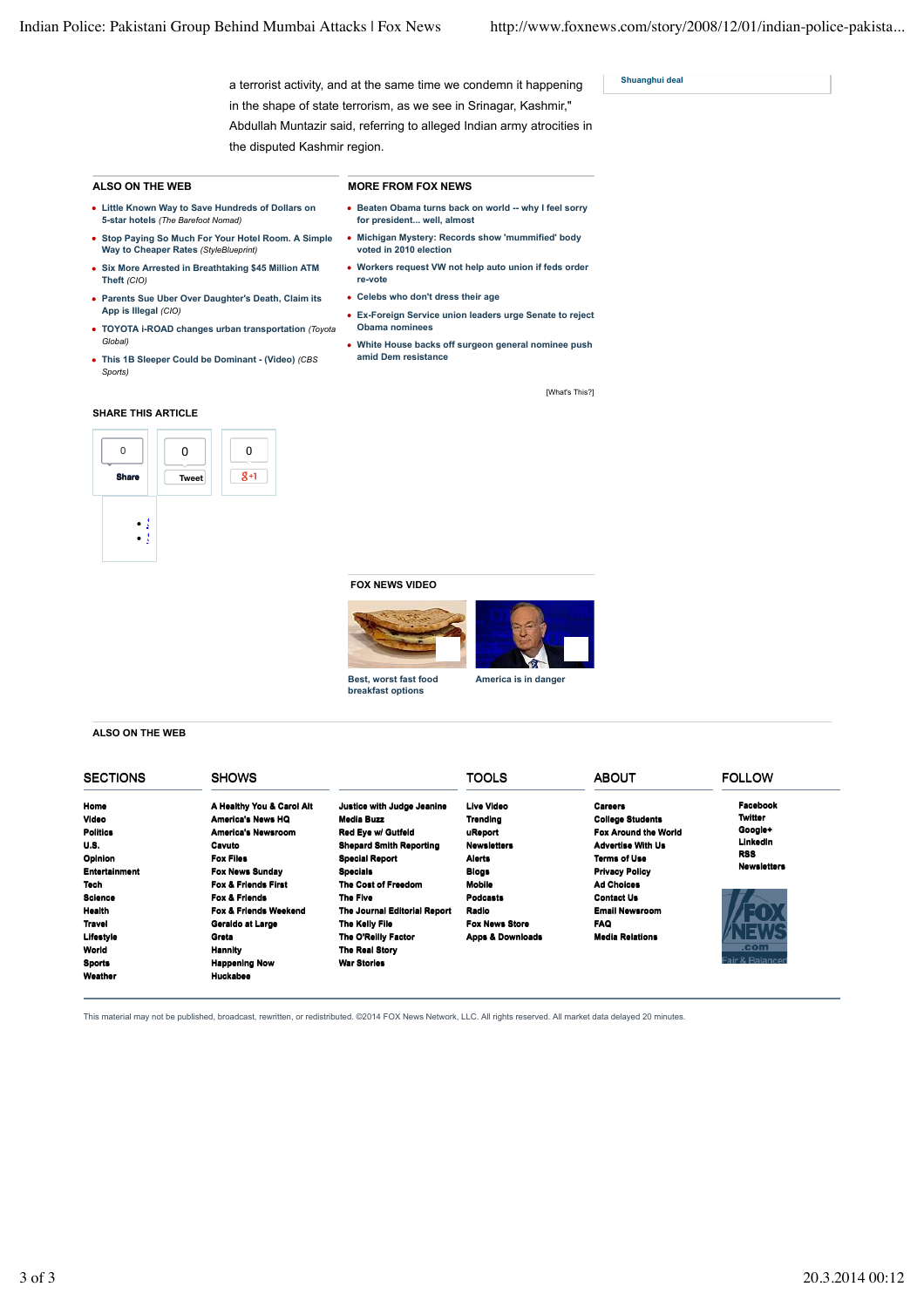a terrorist activity, and at the same time we condemn it happening in the shape of state terrorism, as we see in Srinagar, Kashmir," Abdullah Muntazir said, referring to alleged Indian army atrocities in the disputed Kashmir region.

Shuanghui deal

### ALSO ON THE WEB

- Little Known Way to Save Hundreds of Dollars on 5-star hotels *(The Barefoot Nomad)*
- Stop Paying So Much For Your Hotel Room. A Simple Way to Cheaper Rates *(StyleBlueprint)*
- Six More Arrested in Breathtaking $45 Million ATM Theft *(CIO)*
- Parents Sue Uber Over Daughter's Death, Claim its App is Illegal *(CIO)*
- TOYOTA i-ROAD changes urban transportation *(Toyota Global)*
- This 1B Sleeper Could be Dominant - (Video) *(CBS Sports)*

### MORE FROM FOX NEWS

- Beaten Obama turns back on world -- why I feel sorry for president... well, almost
- Michigan Mystery: Records show 'mummified' body voted in 2010 election
- Workers request VW not help auto union if feds order re-vote
- Celebs who don't dress their age
- Ex-Foreign Service union leaders urge Senate to reject Obama nominees
- White House backs off surgeon general nominee push amid Dem resistance

[What's This?]

### SHARE THIS ARTICLE

0 Share | 0 Tweet | 0 +1

### FOX NEWS VIDEO

Best, worst fast food breakfast options

America is in danger

### ALSO ON THE WEB

### SECTIONS

Home
Video
Politics
U.S.
Opinion
Entertainment
Tech
Science
Health
Travel
Lifestyle
World
Sports
Weather

### SHOWS

A Healthy You & Carol Alt
America's News HQ
America's Newsroom
Cavuto
Fox Files
Fox News Sunday
Fox & Friends First
Fox & Friends
Fox & Friends Weekend
Geraldo at Large
Greta
Hannity
Happening Now
Huckabee
Justice with Judge Jeanine
Media Buzz
Red Eye w/ Gutfeld
Shepard Smith Reporting
Special Report
Specials
The Cost of Freedom
The Five
The Journal Editorial Report
The Kelly File
The O'Reilly Factor
The Real Story
War Stories

### TOOLS

Live Video
Trending
uReport
Newsletters
Alerts
Blogs
Mobile
Podcasts
Radio
Fox News Store
Apps & Downloads

### ABOUT

Careers
College Students
Fox Around the World
Advertise With Us
Terms of Use
Privacy Policy
Ad Choices
Contact Us
Email Newsroom
FAQ
Media Relations

### FOLLOW

Facebook
Twitter
Google+
LinkedIn
RSS
Newsletters

This material may not be published, broadcast, rewritten, or redistributed. ©2014 FOX News Network, LLC. All rights reserved. All market data delayed 20 minutes.